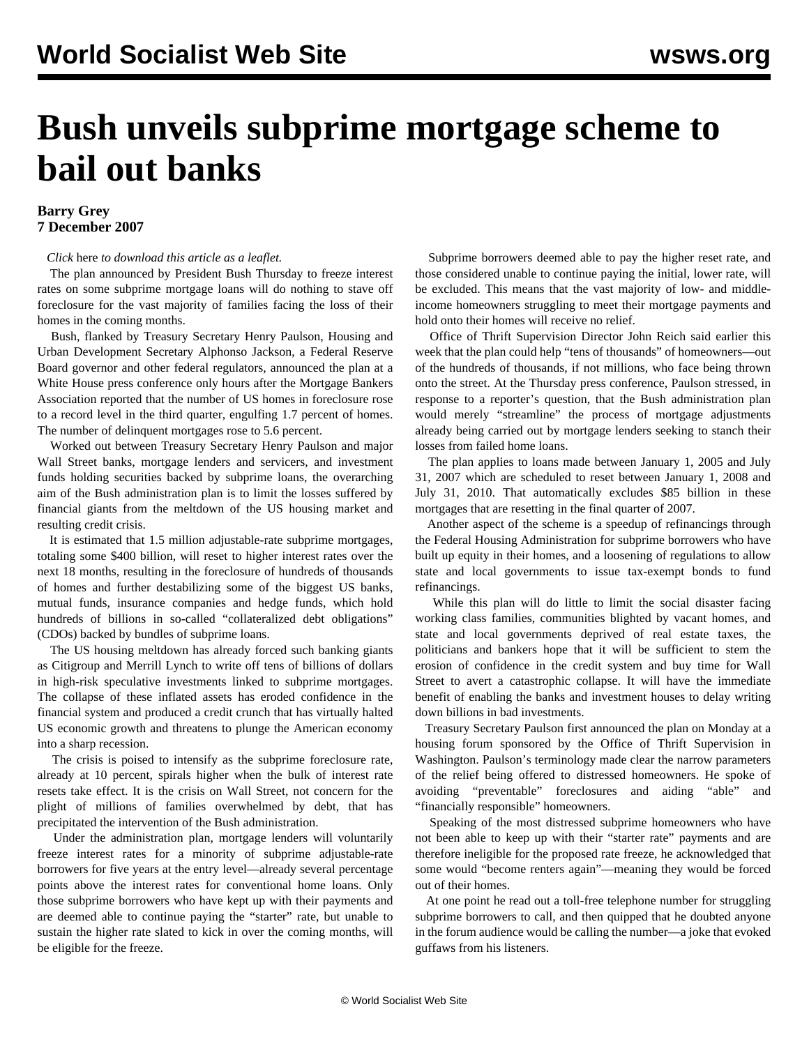# Bush unveils subprime mortgage scheme to bail out banks

**Barry Grey**
**7 December 2007**

*Click* here *to download this article as a leaflet.*

The plan announced by President Bush Thursday to freeze interest rates on some subprime mortgage loans will do nothing to stave off foreclosure for the vast majority of families facing the loss of their homes in the coming months.

Bush, flanked by Treasury Secretary Henry Paulson, Housing and Urban Development Secretary Alphonso Jackson, a Federal Reserve Board governor and other federal regulators, announced the plan at a White House press conference only hours after the Mortgage Bankers Association reported that the number of US homes in foreclosure rose to a record level in the third quarter, engulfing 1.7 percent of homes. The number of delinquent mortgages rose to 5.6 percent.

Worked out between Treasury Secretary Henry Paulson and major Wall Street banks, mortgage lenders and servicers, and investment funds holding securities backed by subprime loans, the overarching aim of the Bush administration plan is to limit the losses suffered by financial giants from the meltdown of the US housing market and resulting credit crisis.

It is estimated that 1.5 million adjustable-rate subprime mortgages, totaling some $400 billion, will reset to higher interest rates over the next 18 months, resulting in the foreclosure of hundreds of thousands of homes and further destabilizing some of the biggest US banks, mutual funds, insurance companies and hedge funds, which hold hundreds of billions in so-called "collateralized debt obligations" (CDOs) backed by bundles of subprime loans.

The US housing meltdown has already forced such banking giants as Citigroup and Merrill Lynch to write off tens of billions of dollars in high-risk speculative investments linked to subprime mortgages. The collapse of these inflated assets has eroded confidence in the financial system and produced a credit crunch that has virtually halted US economic growth and threatens to plunge the American economy into a sharp recession.

The crisis is poised to intensify as the subprime foreclosure rate, already at 10 percent, spirals higher when the bulk of interest rate resets take effect. It is the crisis on Wall Street, not concern for the plight of millions of families overwhelmed by debt, that has precipitated the intervention of the Bush administration.

Under the administration plan, mortgage lenders will voluntarily freeze interest rates for a minority of subprime adjustable-rate borrowers for five years at the entry level—already several percentage points above the interest rates for conventional home loans. Only those subprime borrowers who have kept up with their payments and are deemed able to continue paying the "starter" rate, but unable to sustain the higher rate slated to kick in over the coming months, will be eligible for the freeze.

Subprime borrowers deemed able to pay the higher reset rate, and those considered unable to continue paying the initial, lower rate, will be excluded. This means that the vast majority of low- and middle-income homeowners struggling to meet their mortgage payments and hold onto their homes will receive no relief.

Office of Thrift Supervision Director John Reich said earlier this week that the plan could help "tens of thousands" of homeowners—out of the hundreds of thousands, if not millions, who face being thrown onto the street. At the Thursday press conference, Paulson stressed, in response to a reporter's question, that the Bush administration plan would merely "streamline" the process of mortgage adjustments already being carried out by mortgage lenders seeking to stanch their losses from failed home loans.

The plan applies to loans made between January 1, 2005 and July 31, 2007 which are scheduled to reset between January 1, 2008 and July 31, 2010. That automatically excludes $85 billion in these mortgages that are resetting in the final quarter of 2007.

Another aspect of the scheme is a speedup of refinancings through the Federal Housing Administration for subprime borrowers who have built up equity in their homes, and a loosening of regulations to allow state and local governments to issue tax-exempt bonds to fund refinancings.

While this plan will do little to limit the social disaster facing working class families, communities blighted by vacant homes, and state and local governments deprived of real estate taxes, the politicians and bankers hope that it will be sufficient to stem the erosion of confidence in the credit system and buy time for Wall Street to avert a catastrophic collapse. It will have the immediate benefit of enabling the banks and investment houses to delay writing down billions in bad investments.

Treasury Secretary Paulson first announced the plan on Monday at a housing forum sponsored by the Office of Thrift Supervision in Washington. Paulson's terminology made clear the narrow parameters of the relief being offered to distressed homeowners. He spoke of avoiding "preventable" foreclosures and aiding "able" and "financially responsible" homeowners.

Speaking of the most distressed subprime homeowners who have not been able to keep up with their "starter rate" payments and are therefore ineligible for the proposed rate freeze, he acknowledged that some would "become renters again"—meaning they would be forced out of their homes.

At one point he read out a toll-free telephone number for struggling subprime borrowers to call, and then quipped that he doubted anyone in the forum audience would be calling the number—a joke that evoked guffaws from his listeners.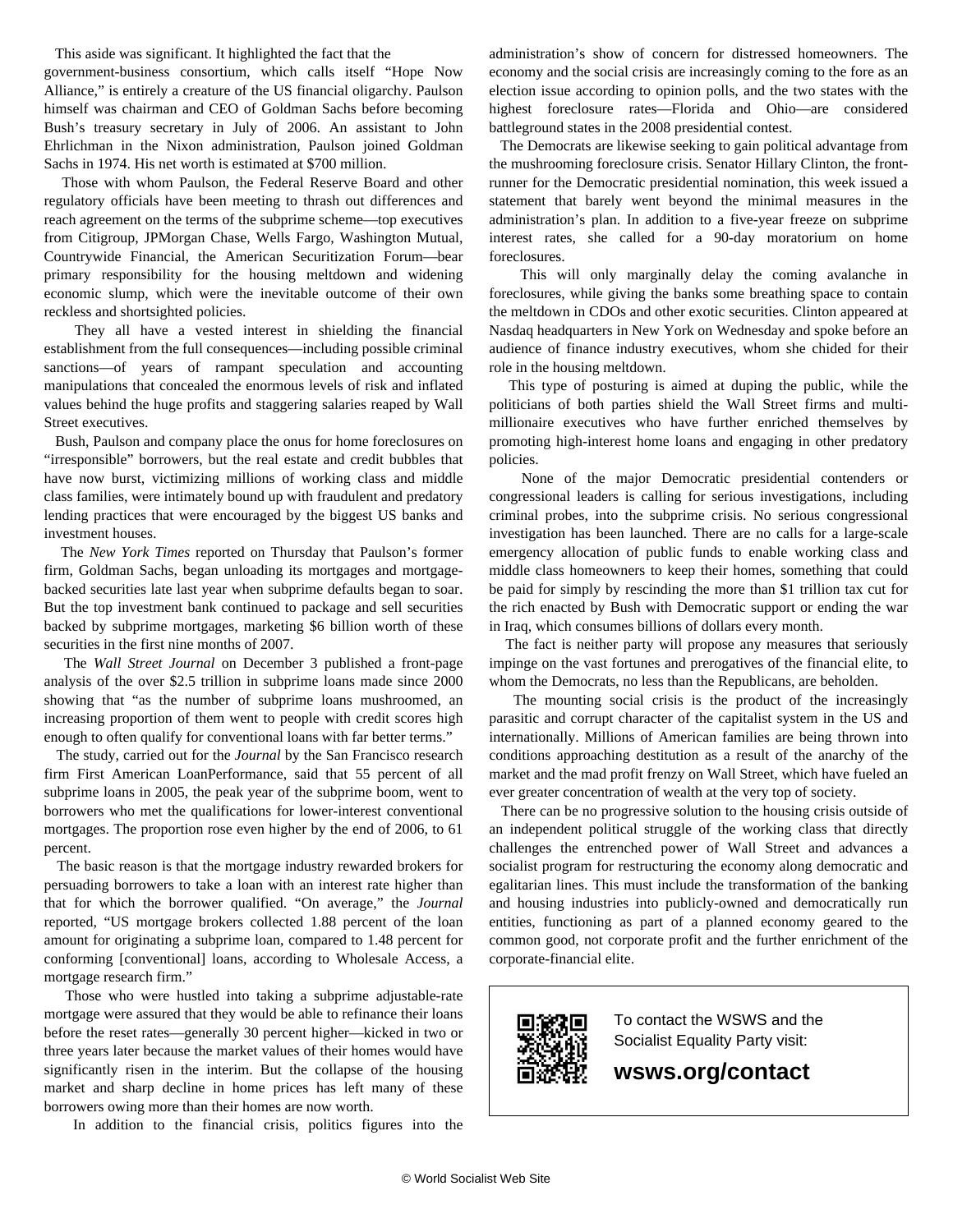This aside was significant. It highlighted the fact that the government-business consortium, which calls itself "Hope Now Alliance," is entirely a creature of the US financial oligarchy. Paulson himself was chairman and CEO of Goldman Sachs before becoming Bush's treasury secretary in July of 2006. An assistant to John Ehrlichman in the Nixon administration, Paulson joined Goldman Sachs in 1974. His net worth is estimated at $700 million.

Those with whom Paulson, the Federal Reserve Board and other regulatory officials have been meeting to thrash out differences and reach agreement on the terms of the subprime scheme—top executives from Citigroup, JPMorgan Chase, Wells Fargo, Washington Mutual, Countrywide Financial, the American Securitization Forum—bear primary responsibility for the housing meltdown and widening economic slump, which were the inevitable outcome of their own reckless and shortsighted policies.

They all have a vested interest in shielding the financial establishment from the full consequences—including possible criminal sanctions—of years of rampant speculation and accounting manipulations that concealed the enormous levels of risk and inflated values behind the huge profits and staggering salaries reaped by Wall Street executives.

Bush, Paulson and company place the onus for home foreclosures on "irresponsible" borrowers, but the real estate and credit bubbles that have now burst, victimizing millions of working class and middle class families, were intimately bound up with fraudulent and predatory lending practices that were encouraged by the biggest US banks and investment houses.

The *New York Times* reported on Thursday that Paulson's former firm, Goldman Sachs, began unloading its mortgages and mortgage-backed securities late last year when subprime defaults began to soar. But the top investment bank continued to package and sell securities backed by subprime mortgages, marketing $6 billion worth of these securities in the first nine months of 2007.

The *Wall Street Journal* on December 3 published a front-page analysis of the over $2.5 trillion in subprime loans made since 2000 showing that "as the number of subprime loans mushroomed, an increasing proportion of them went to people with credit scores high enough to often qualify for conventional loans with far better terms."

The study, carried out for the *Journal* by the San Francisco research firm First American LoanPerformance, said that 55 percent of all subprime loans in 2005, the peak year of the subprime boom, went to borrowers who met the qualifications for lower-interest conventional mortgages. The proportion rose even higher by the end of 2006, to 61 percent.

The basic reason is that the mortgage industry rewarded brokers for persuading borrowers to take a loan with an interest rate higher than that for which the borrower qualified. "On average," the *Journal* reported, "US mortgage brokers collected 1.88 percent of the loan amount for originating a subprime loan, compared to 1.48 percent for conforming [conventional] loans, according to Wholesale Access, a mortgage research firm."

Those who were hustled into taking a subprime adjustable-rate mortgage were assured that they would be able to refinance their loans before the reset rates—generally 30 percent higher—kicked in two or three years later because the market values of their homes would have significantly risen in the interim. But the collapse of the housing market and sharp decline in home prices has left many of these borrowers owing more than their homes are now worth.

In addition to the financial crisis, politics figures into the administration's show of concern for distressed homeowners. The economy and the social crisis are increasingly coming to the fore as an election issue according to opinion polls, and the two states with the highest foreclosure rates—Florida and Ohio—are considered battleground states in the 2008 presidential contest.

The Democrats are likewise seeking to gain political advantage from the mushrooming foreclosure crisis. Senator Hillary Clinton, the front-runner for the Democratic presidential nomination, this week issued a statement that barely went beyond the minimal measures in the administration's plan. In addition to a five-year freeze on subprime interest rates, she called for a 90-day moratorium on home foreclosures.

This will only marginally delay the coming avalanche in foreclosures, while giving the banks some breathing space to contain the meltdown in CDOs and other exotic securities. Clinton appeared at Nasdaq headquarters in New York on Wednesday and spoke before an audience of finance industry executives, whom she chided for their role in the housing meltdown.

This type of posturing is aimed at duping the public, while the politicians of both parties shield the Wall Street firms and multi-millionaire executives who have further enriched themselves by promoting high-interest home loans and engaging in other predatory policies.

None of the major Democratic presidential contenders or congressional leaders is calling for serious investigations, including criminal probes, into the subprime crisis. No serious congressional investigation has been launched. There are no calls for a large-scale emergency allocation of public funds to enable working class and middle class homeowners to keep their homes, something that could be paid for simply by rescinding the more than $1 trillion tax cut for the rich enacted by Bush with Democratic support or ending the war in Iraq, which consumes billions of dollars every month.

The fact is neither party will propose any measures that seriously impinge on the vast fortunes and prerogatives of the financial elite, to whom the Democrats, no less than the Republicans, are beholden.

The mounting social crisis is the product of the increasingly parasitic and corrupt character of the capitalist system in the US and internationally. Millions of American families are being thrown into conditions approaching destitution as a result of the anarchy of the market and the mad profit frenzy on Wall Street, which have fueled an ever greater concentration of wealth at the very top of society.

There can be no progressive solution to the housing crisis outside of an independent political struggle of the working class that directly challenges the entrenched power of Wall Street and advances a socialist program for restructuring the economy along democratic and egalitarian lines. This must include the transformation of the banking and housing industries into publicly-owned and democratically run entities, functioning as part of a planned economy geared to the common good, not corporate profit and the further enrichment of the corporate-financial elite.

To contact the WSWS and the Socialist Equality Party visit:

**wsws.org/contact**